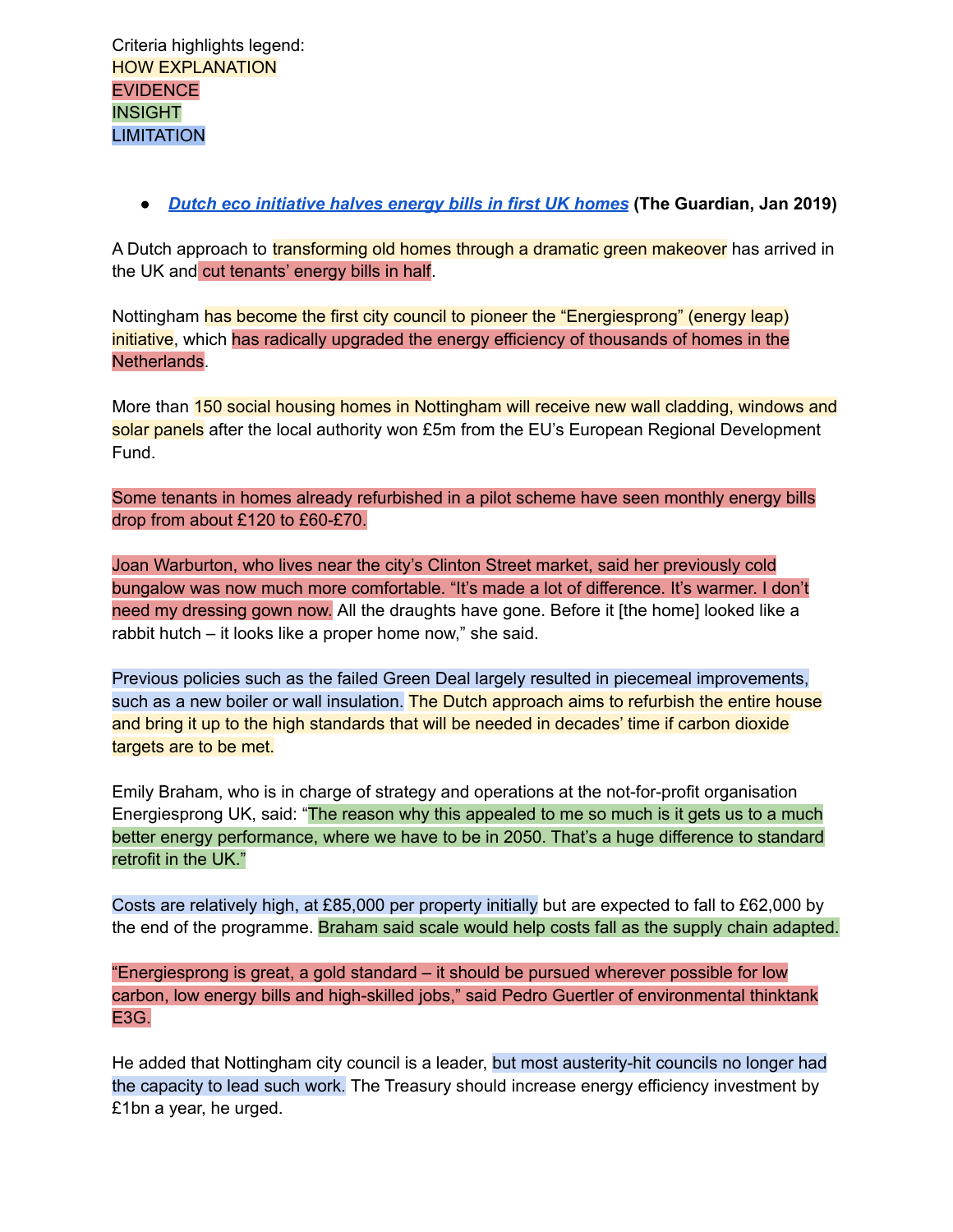Criteria highlights legend:
HOW EXPLANATION
EVIDENCE
INSIGHT
LIMITATION

- ***Dutch eco initiative halves energy bills in first UK homes*** **(The Guardian, Jan 2019)**

A Dutch approach to transforming old homes through a dramatic green makeover has arrived in the UK and cut tenants' energy bills in half.

Nottingham has become the first city council to pioneer the "Energiesprong" (energy leap) initiative, which has radically upgraded the energy efficiency of thousands of homes in the Netherlands.

More than 150 social housing homes in Nottingham will receive new wall cladding, windows and solar panels after the local authority won £5m from the EU's European Regional Development Fund.

Some tenants in homes already refurbished in a pilot scheme have seen monthly energy bills drop from about £120 to £60-£70.

Joan Warburton, who lives near the city's Clinton Street market, said her previously cold bungalow was now much more comfortable. "It's made a lot of difference. It's warmer. I don't need my dressing gown now. All the draughts have gone. Before it [the home] looked like a rabbit hutch – it looks like a proper home now," she said.

Previous policies such as the failed Green Deal largely resulted in piecemeal improvements, such as a new boiler or wall insulation. The Dutch approach aims to refurbish the entire house and bring it up to the high standards that will be needed in decades' time if carbon dioxide targets are to be met.

Emily Braham, who is in charge of strategy and operations at the not-for-profit organisation Energiesprong UK, said: "The reason why this appealed to me so much is it gets us to a much better energy performance, where we have to be in 2050. That's a huge difference to standard retrofit in the UK."

Costs are relatively high, at £85,000 per property initially but are expected to fall to £62,000 by the end of the programme. Braham said scale would help costs fall as the supply chain adapted.

"Energiesprong is great, a gold standard – it should be pursued wherever possible for low carbon, low energy bills and high-skilled jobs," said Pedro Guertler of environmental thinktank E3G.

He added that Nottingham city council is a leader, but most austerity-hit councils no longer had the capacity to lead such work. The Treasury should increase energy efficiency investment by £1bn a year, he urged.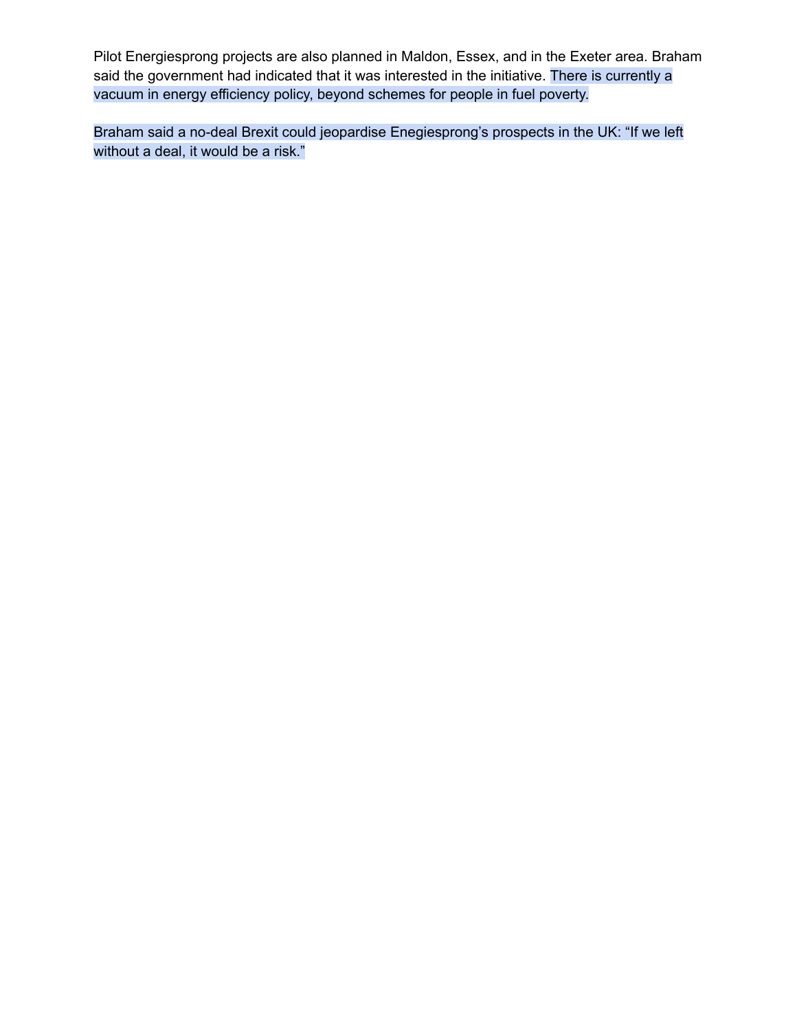Pilot Energiesprong projects are also planned in Maldon, Essex, and in the Exeter area. Braham said the government had indicated that it was interested in the initiative. There is currently a vacuum in energy efficiency policy, beyond schemes for people in fuel poverty.

Braham said a no-deal Brexit could jeopardise Enegiesprong's prospects in the UK: "If we left without a deal, it would be a risk."